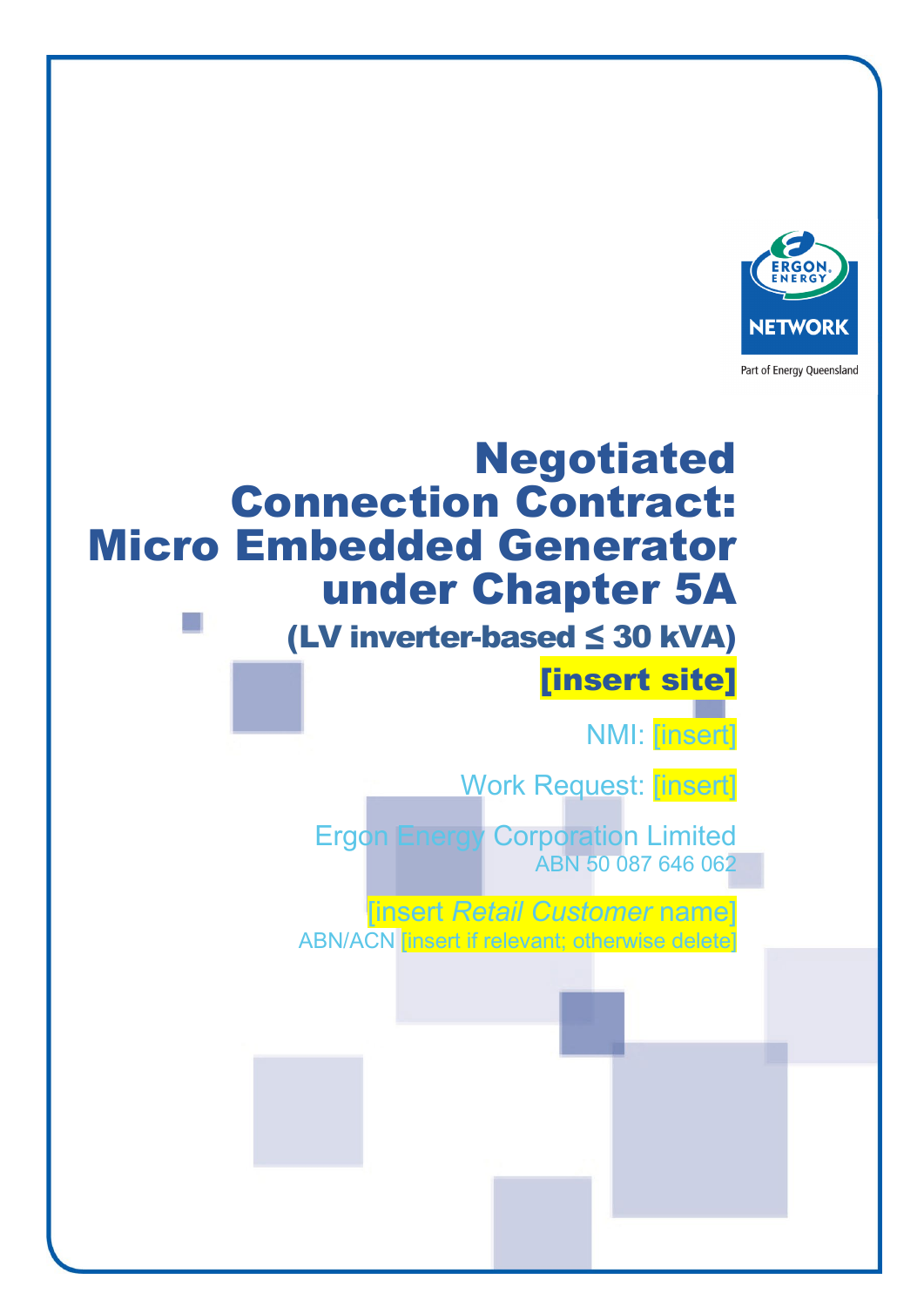# Negotiated Connection Contract: Micro Embedded Generator under Chapter 5A

## (LV inverter-based ≤ 30 kVA)

## [insert site]

NMI: [insert]

Work Request: [insert]

Ergon Energy Corporation Limited
ABN 50 087 646 062

[insert *Retail Customer* name]
ABN/ACN [insert if relevant; otherwise delete]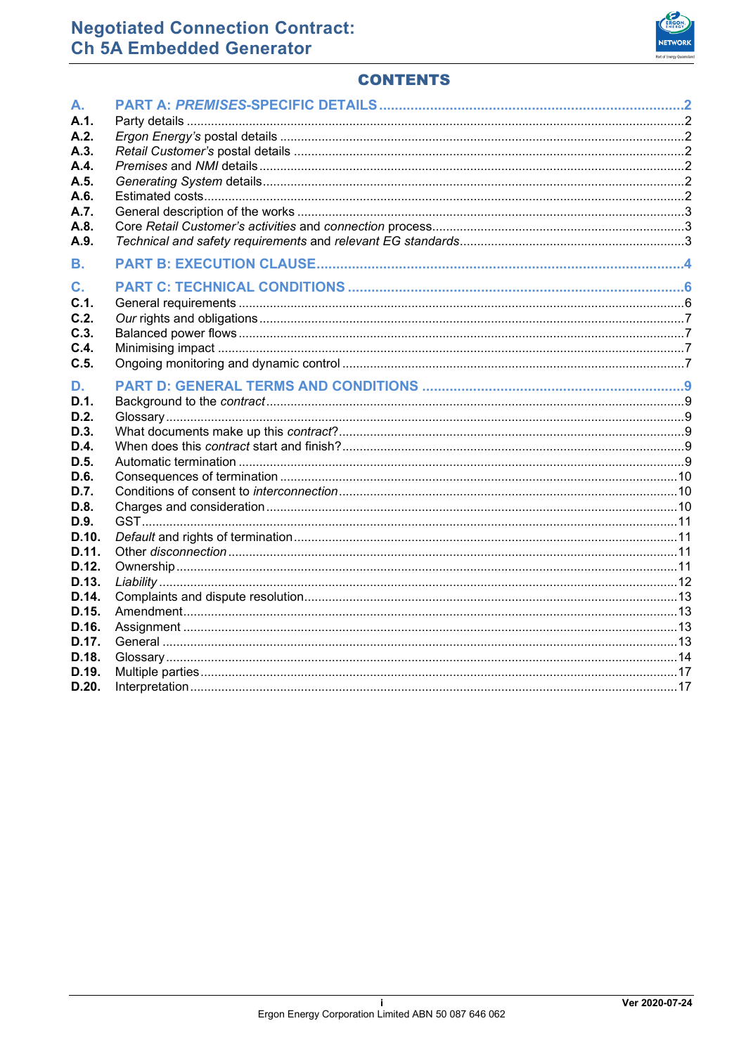# CONTENTS

| | | |
|---|---|---|
| **A.** | **PART A: *PREMISES*-SPECIFIC DETAILS** | **2** |
| **A.1.** | Party details | 2 |
| **A.2.** | *Ergon Energy's* postal details | 2 |
| **A.3.** | *Retail Customer's* postal details | 2 |
| **A.4.** | *Premises* and *NMI* details | 2 |
| **A.5.** | *Generating System* details | 2 |
| **A.6.** | Estimated costs | 2 |
| **A.7.** | General description of the works | 3 |
| **A.8.** | Core *Retail Customer's activities* and *connection* process | 3 |
| **A.9.** | *Technical and safety requirements* and *relevant EG standards* | 3 |
| **B.** | **PART B: EXECUTION CLAUSE** | **4** |
| **C.** | **PART C: TECHNICAL CONDITIONS** | **6** |
| **C.1.** | General requirements | 6 |
| **C.2.** | *Our* rights and obligations | 7 |
| **C.3.** | Balanced power flows | 7 |
| **C.4.** | Minimising impact | 7 |
| **C.5.** | Ongoing monitoring and dynamic control | 7 |
| **D.** | **PART D: GENERAL TERMS AND CONDITIONS** | **9** |
| **D.1.** | Background to the *contract* | 9 |
| **D.2.** | Glossary | 9 |
| **D.3.** | What documents make up this *contract*? | 9 |
| **D.4.** | When does this *contract* start and finish? | 9 |
| **D.5.** | Automatic termination | 9 |
| **D.6.** | Consequences of termination | 10 |
| **D.7.** | Conditions of consent to *interconnection* | 10 |
| **D.8.** | Charges and consideration | 10 |
| **D.9.** | GST | 11 |
| **D.10.** | *Default* and rights of termination | 11 |
| **D.11.** | Other *disconnection* | 11 |
| **D.12.** | Ownership | 11 |
| **D.13.** | *Liability* | 12 |
| **D.14.** | Complaints and dispute resolution | 13 |
| **D.15.** | Amendment | 13 |
| **D.16.** | Assignment | 13 |
| **D.17.** | General | 13 |
| **D.18.** | Glossary | 14 |
| **D.19.** | Multiple parties | 17 |
| **D.20.** | Interpretation | 17 |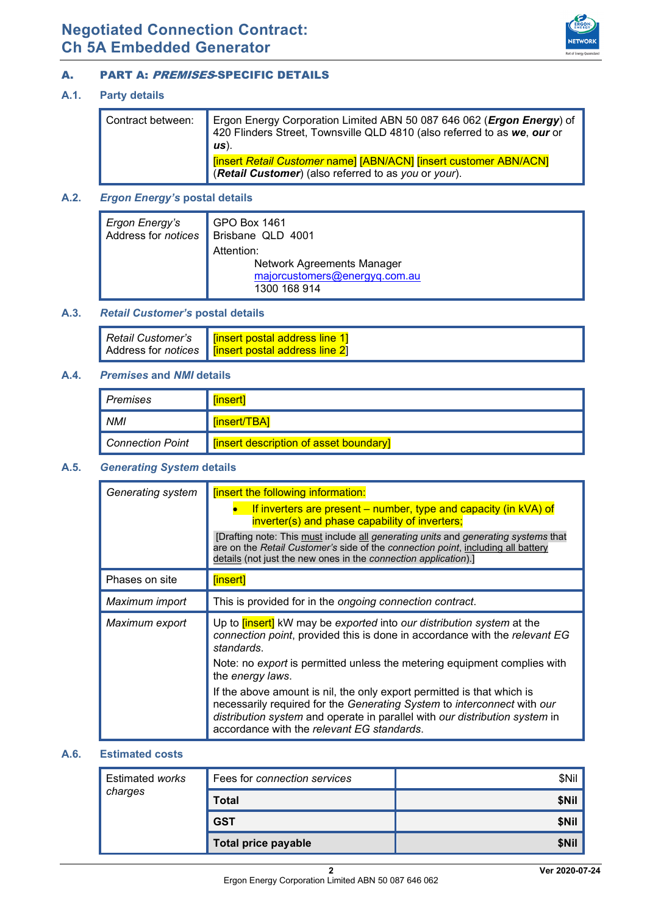## A. PART A: *PREMISES*-SPECIFIC DETAILS

### A.1. Party details

| | |
|---|---|
| Contract between: | Ergon Energy Corporation Limited ABN 50 087 646 062 (***Ergon Energy***) of 420 Flinders Street, Townsville QLD 4810 (also referred to as ***we***, ***our*** or ***us***).<br>[insert *Retail Customer* name] [ABN/ACN] [insert customer ABN/ACN] (***Retail Customer***) (also referred to as *you* or *your*). |

### A.2. *Ergon Energy's* postal details

| | |
|---|---|
| *Ergon Energy's* Address for *notices* | GPO Box 1461<br>Brisbane QLD 4001<br>Attention:<br>Network Agreements Manager<br>majorcustomers@energyq.com.au<br>1300 168 914 |

### A.3. *Retail Customer's* postal details

| | |
|---|---|
| *Retail Customer's* Address for *notices* | [insert postal address line 1]<br>[insert postal address line 2] |

### A.4. *Premises* and *NMI* details

| | |
|---|---|
| *Premises* | [insert] |
| *NMI* | [insert/TBA] |
| *Connection Point* | [insert description of asset boundary] |

### A.5. *Generating System* details

| | |
|---|---|
| *Generating system* | [insert the following information:<br>• If inverters are present – number, type and capacity (in kVA) of inverter(s) and phase capability of inverters;<br>[Drafting note: This must include all *generating units* and *generating systems* that are on the *Retail Customer's* side of the *connection point*, including all battery details (not just the new ones in the *connection application*).] |
| Phases on site | [insert] |
| *Maximum import* | This is provided for in the *ongoing connection contract*. |
| *Maximum export* | Up to [insert] kW may be *exported* into *our distribution system* at the *connection point*, provided this is done in accordance with the *relevant EG standards*.<br>Note: no *export* is permitted unless the metering equipment complies with the *energy laws*.<br>If the above amount is nil, the only export permitted is that which is necessarily required for the *Generating System* to *interconnect* with *our distribution system* and operate in parallel with *our distribution system* in accordance with the *relevant EG standards*. |

### A.6. Estimated costs

| | | |
|---|---|---|
| Estimated *works charges* | Fees for *connection services* | $Nil |
| | **Total** | **$Nil** |
| | **GST** | **$Nil** |
| | **Total price payable** | **$Nil** |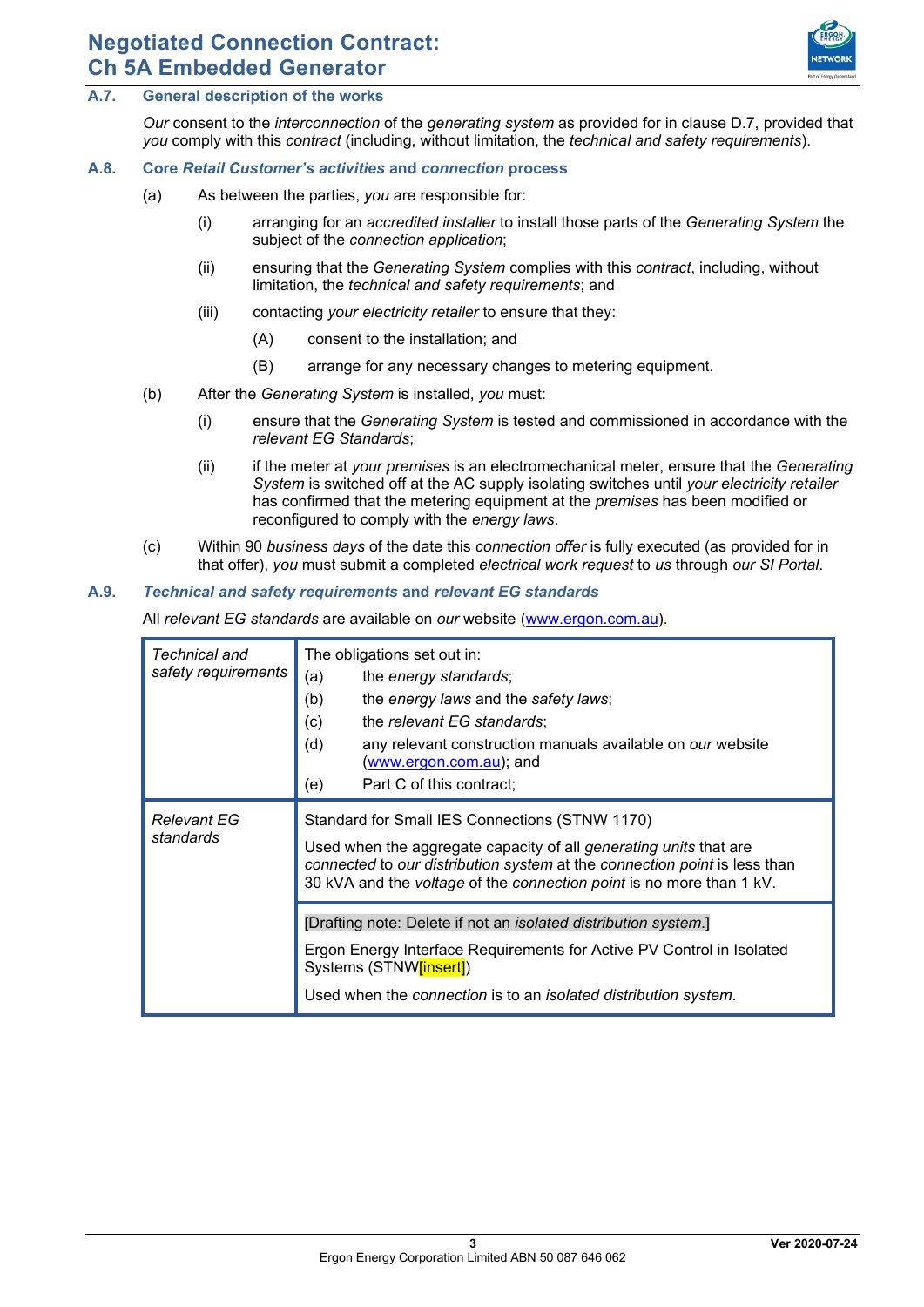## A.7. General description of the works

*Our* consent to the *interconnection* of the *generating system* as provided for in clause D.7, provided that *you* comply with this *contract* (including, without limitation, the *technical and safety requirements*).

## A.8. Core *Retail Customer's activities* and *connection* process

(a) As between the parties, *you* are responsible for:

   (i) arranging for an *accredited installer* to install those parts of the *Generating System* the subject of the *connection application*;

   (ii) ensuring that the *Generating System* complies with this *contract*, including, without limitation, the *technical and safety requirements*; and

   (iii) contacting *your electricity retailer* to ensure that they:

      (A) consent to the installation; and

      (B) arrange for any necessary changes to metering equipment.

(b) After the *Generating System* is installed, *you* must:

   (i) ensure that the *Generating System* is tested and commissioned in accordance with the *relevant EG Standards*;

   (ii) if the meter at *your premises* is an electromechanical meter, ensure that the *Generating System* is switched off at the AC supply isolating switches until *your electricity retailer* has confirmed that the metering equipment at the *premises* has been modified or reconfigured to comply with the *energy laws*.

(c) Within 90 *business days* of the date this *connection offer* is fully executed (as provided for in that offer), *you* must submit a completed *electrical work request* to *us* through *our SI Portal*.

## A.9. *Technical and safety requirements* and *relevant EG standards*

All *relevant EG standards* are available on *our* website (www.ergon.com.au).

| | |
|---|---|
| *Technical and safety requirements* | The obligations set out in:<br>(a) the *energy standards*;<br>(b) the *energy laws* and the *safety laws*;<br>(c) the *relevant EG standards*;<br>(d) any relevant construction manuals available on *our* website (www.ergon.com.au); and<br>(e) Part C of this contract; |
| *Relevant EG standards* | Standard for Small IES Connections (STNW 1170)<br>Used when the aggregate capacity of all *generating units* that are *connected* to *our distribution system* at the *connection point* is less than 30 kVA and the *voltage* of the *connection point* is no more than 1 kV. |
| | [Drafting note: Delete if not an *isolated distribution system*.]<br>Ergon Energy Interface Requirements for Active PV Control in Isolated Systems (STNW[insert])<br>Used when the *connection* is to an *isolated distribution system*. |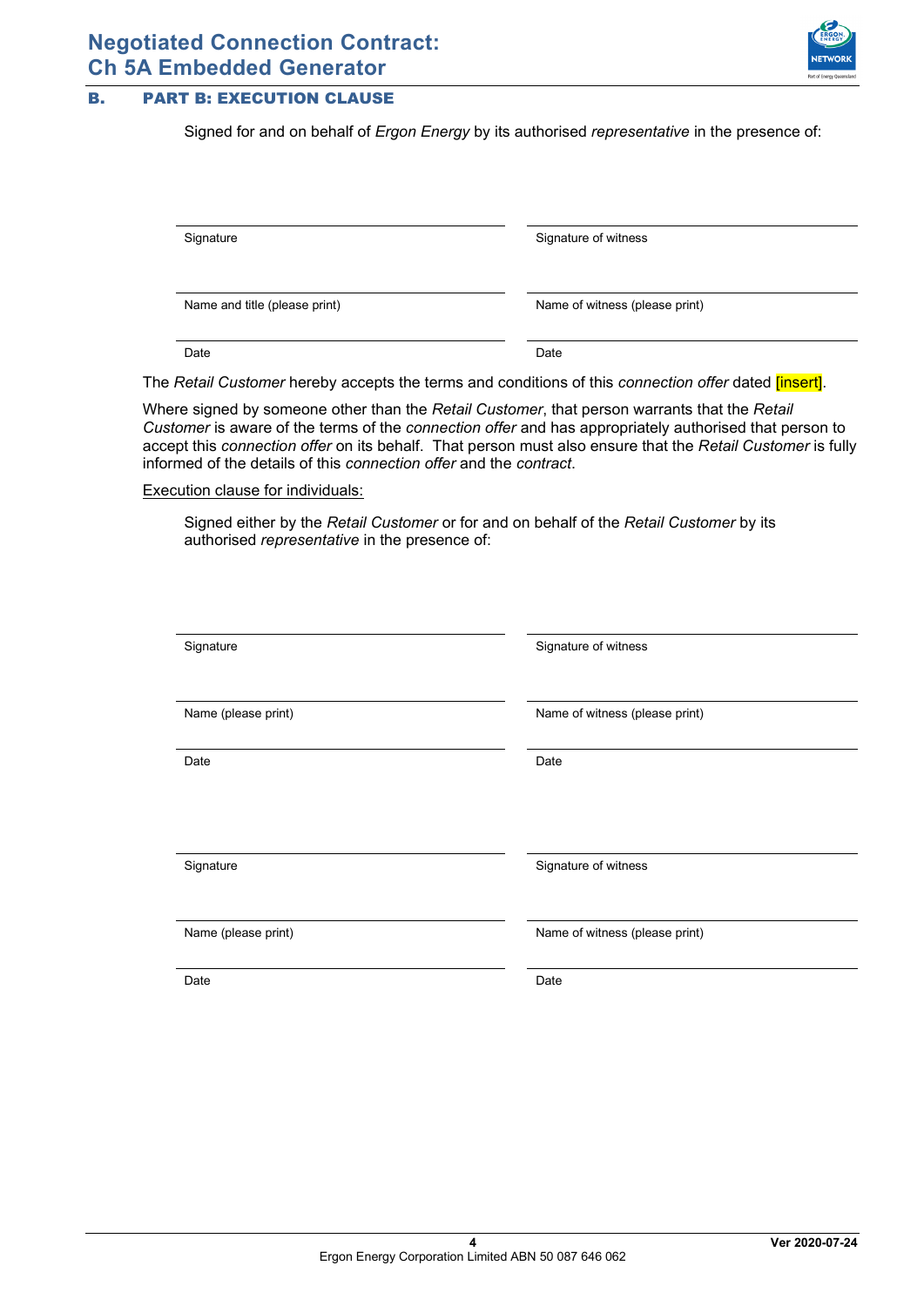## B. PART B: EXECUTION CLAUSE

Signed for and on behalf of *Ergon Energy* by its authorised *representative* in the presence of:

| | |
|---|---|
| Signature | Signature of witness |
| Name and title (please print) | Name of witness (please print) |
| Date | Date |

The *Retail Customer* hereby accepts the terms and conditions of this *connection offer* dated [insert].

Where signed by someone other than the *Retail Customer*, that person warrants that the *Retail Customer* is aware of the terms of the *connection offer* and has appropriately authorised that person to accept this *connection offer* on its behalf. That person must also ensure that the *Retail Customer* is fully informed of the details of this *connection offer* and the *contract*.

Execution clause for individuals:

Signed either by the *Retail Customer* or for and on behalf of the *Retail Customer* by its authorised *representative* in the presence of:

| | |
|---|---|
| Signature | Signature of witness |
| Name (please print) | Name of witness (please print) |
| Date | Date |

| | |
|---|---|
| Signature | Signature of witness |
| Name (please print) | Name of witness (please print) |
| Date | Date |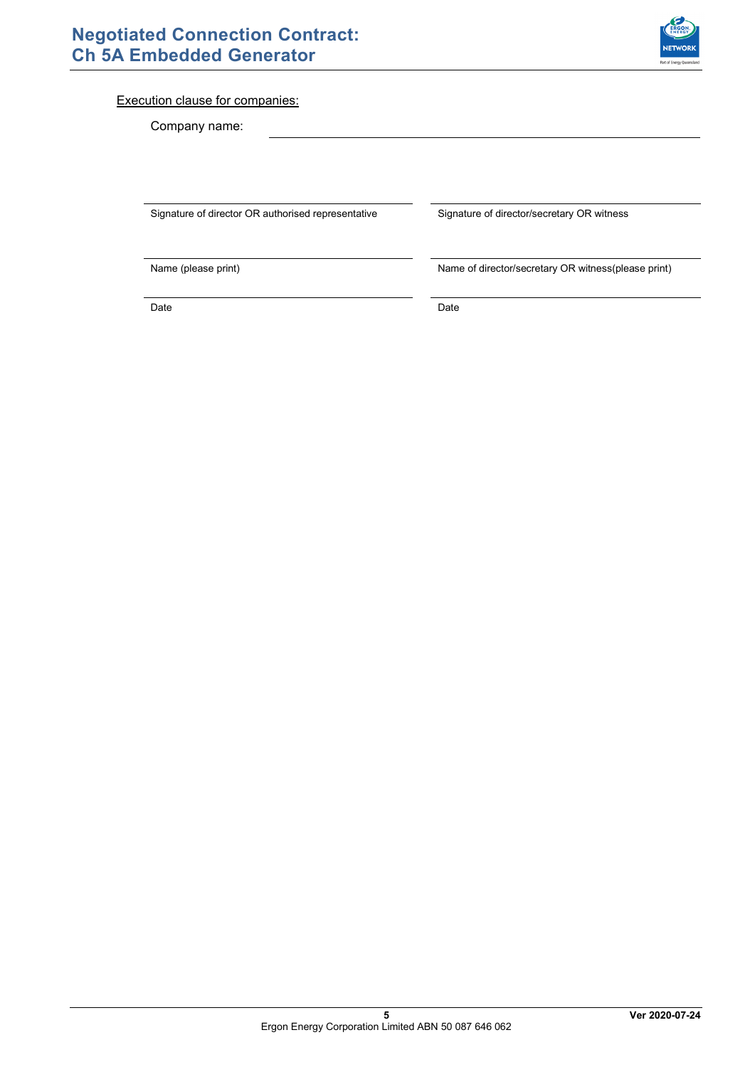Execution clause for companies:

Company name: ______________________________

| | |
|---|---|
| Signature of director OR authorised representative | Signature of director/secretary OR witness |
| Name (please print) | Name of director/secretary OR witness(please print) |
| Date | Date |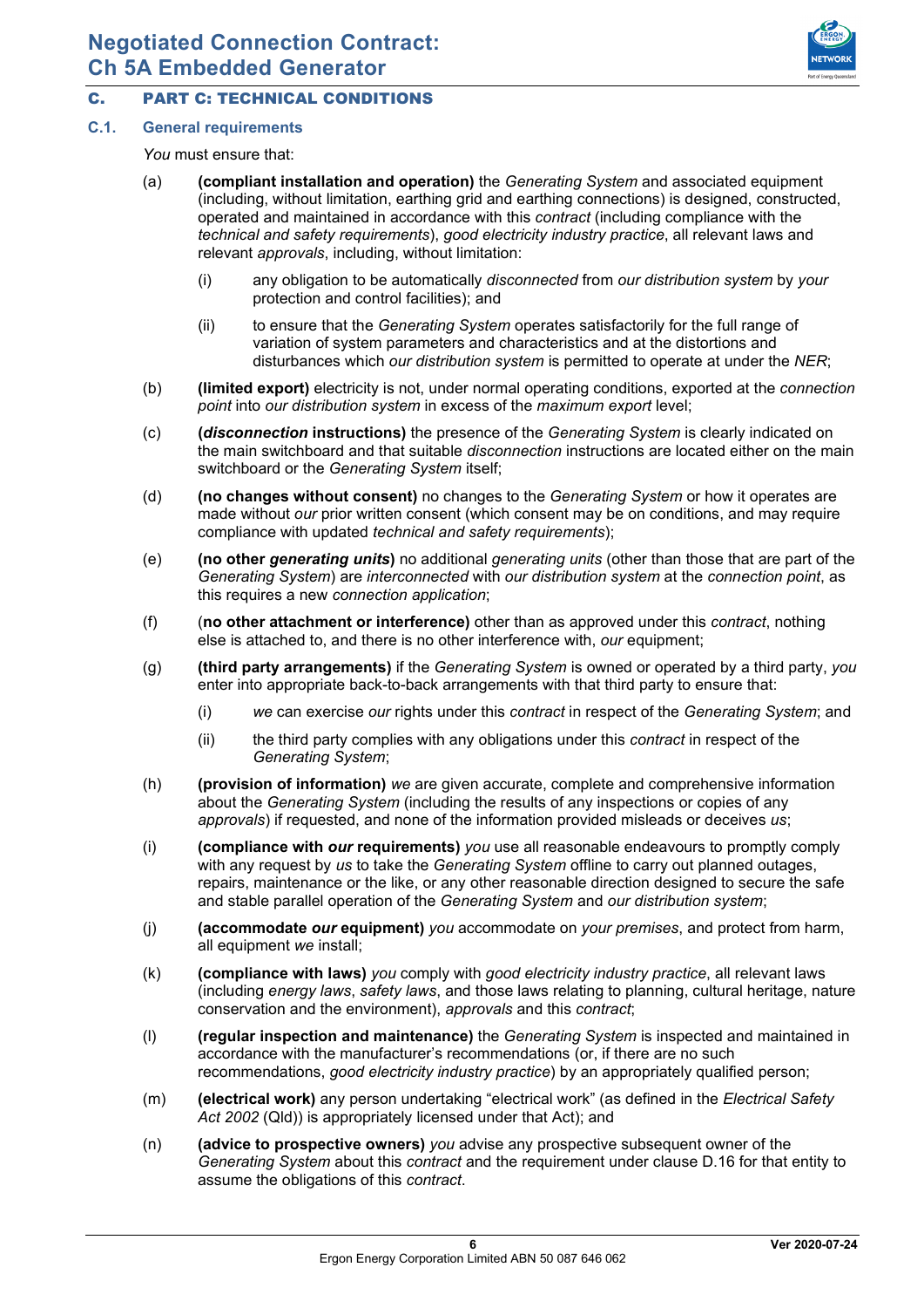## C. PART C: TECHNICAL CONDITIONS

### C.1. General requirements

*You* must ensure that:

(a) **(compliant installation and operation)** the *Generating System* and associated equipment (including, without limitation, earthing grid and earthing connections) is designed, constructed, operated and maintained in accordance with this *contract* (including compliance with the *technical and safety requirements*), *good electricity industry practice*, all relevant laws and relevant *approvals*, including, without limitation:

   (i) any obligation to be automatically *disconnected* from *our distribution system* by *your* protection and control facilities); and

   (ii) to ensure that the *Generating System* operates satisfactorily for the full range of variation of system parameters and characteristics and at the distortions and disturbances which *our distribution system* is permitted to operate at under the *NER*;

(b) **(limited export)** electricity is not, under normal operating conditions, exported at the *connection point* into *our distribution system* in excess of the *maximum export* level;

(c) **(*disconnection* instructions)** the presence of the *Generating System* is clearly indicated on the main switchboard and that suitable *disconnection* instructions are located either on the main switchboard or the *Generating System* itself;

(d) **(no changes without consent)** no changes to the *Generating System* or how it operates are made without *our* prior written consent (which consent may be on conditions, and may require compliance with updated *technical and safety requirements*);

(e) **(no other *generating units*)** no additional *generating units* (other than those that are part of the *Generating System*) are *interconnected* with *our distribution system* at the *connection point*, as this requires a new *connection application*;

(f) **(no other attachment or interference)** other than as approved under this *contract*, nothing else is attached to, and there is no other interference with, *our* equipment;

(g) **(third party arrangements)** if the *Generating System* is owned or operated by a third party, *you* enter into appropriate back-to-back arrangements with that third party to ensure that:

   (i) *we* can exercise *our* rights under this *contract* in respect of the *Generating System*; and

   (ii) the third party complies with any obligations under this *contract* in respect of the *Generating System*;

(h) **(provision of information)** *we* are given accurate, complete and comprehensive information about the *Generating System* (including the results of any inspections or copies of any *approvals*) if requested, and none of the information provided misleads or deceives *us*;

(i) **(compliance with *our* requirements)** *you* use all reasonable endeavours to promptly comply with any request by *us* to take the *Generating System* offline to carry out planned outages, repairs, maintenance or the like, or any other reasonable direction designed to secure the safe and stable parallel operation of the *Generating System* and *our distribution system*;

(j) **(accommodate *our* equipment)** *you* accommodate on *your premises*, and protect from harm, all equipment *we* install;

(k) **(compliance with laws)** *you* comply with *good electricity industry practice*, all relevant laws (including *energy laws*, *safety laws*, and those laws relating to planning, cultural heritage, nature conservation and the environment), *approvals* and this *contract*;

(l) **(regular inspection and maintenance)** the *Generating System* is inspected and maintained in accordance with the manufacturer's recommendations (or, if there are no such recommendations, *good electricity industry practice*) by an appropriately qualified person;

(m) **(electrical work)** any person undertaking "electrical work" (as defined in the *Electrical Safety Act 2002* (Qld)) is appropriately licensed under that Act); and

(n) **(advice to prospective owners)** *you* advise any prospective subsequent owner of the *Generating System* about this *contract* and the requirement under clause D.16 for that entity to assume the obligations of this *contract*.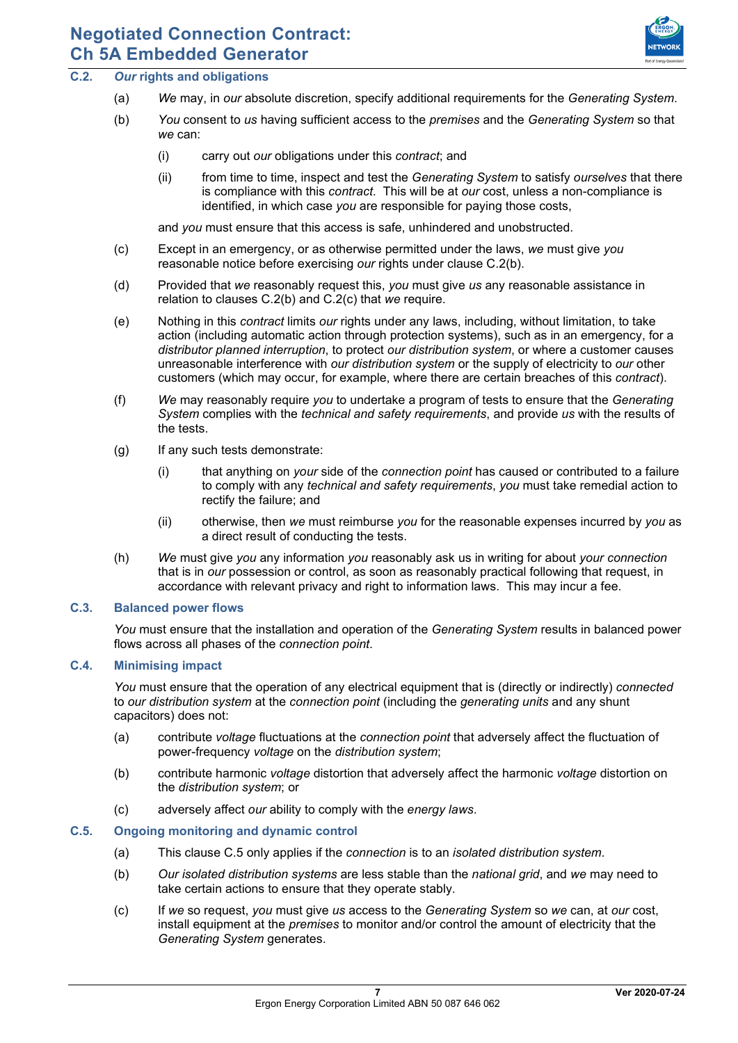## C.2. *Our* rights and obligations

(a) *We* may, in *our* absolute discretion, specify additional requirements for the *Generating System*.

(b) *You* consent to *us* having sufficient access to the *premises* and the *Generating System* so that *we* can:

  (i) carry out *our* obligations under this *contract*; and

  (ii) from time to time, inspect and test the *Generating System* to satisfy *ourselves* that there is compliance with this *contract*. This will be at *our* cost, unless a non-compliance is identified, in which case *you* are responsible for paying those costs,

and *you* must ensure that this access is safe, unhindered and unobstructed.

(c) Except in an emergency, or as otherwise permitted under the laws, *we* must give *you* reasonable notice before exercising *our* rights under clause C.2(b).

(d) Provided that *we* reasonably request this, *you* must give *us* any reasonable assistance in relation to clauses C.2(b) and C.2(c) that *we* require.

(e) Nothing in this *contract* limits *our* rights under any laws, including, without limitation, to take action (including automatic action through protection systems), such as in an emergency, for a *distributor planned interruption*, to protect *our distribution system*, or where a customer causes unreasonable interference with *our distribution system* or the supply of electricity to *our* other customers (which may occur, for example, where there are certain breaches of this *contract*).

(f) *We* may reasonably require *you* to undertake a program of tests to ensure that the *Generating System* complies with the *technical and safety requirements*, and provide *us* with the results of the tests.

(g) If any such tests demonstrate:

  (i) that anything on *your* side of the *connection point* has caused or contributed to a failure to comply with any *technical and safety requirements*, *you* must take remedial action to rectify the failure; and

  (ii) otherwise, then *we* must reimburse *you* for the reasonable expenses incurred by *you* as a direct result of conducting the tests.

(h) *We* must give *you* any information *you* reasonably ask us in writing for about *your connection* that is in *our* possession or control, as soon as reasonably practical following that request, in accordance with relevant privacy and right to information laws. This may incur a fee.

## C.3. Balanced power flows

*You* must ensure that the installation and operation of the *Generating System* results in balanced power flows across all phases of the *connection point*.

## C.4. Minimising impact

*You* must ensure that the operation of any electrical equipment that is (directly or indirectly) *connected* to *our distribution system* at the *connection point* (including the *generating units* and any shunt capacitors) does not:

(a) contribute *voltage* fluctuations at the *connection point* that adversely affect the fluctuation of power-frequency *voltage* on the *distribution system*;

(b) contribute harmonic *voltage* distortion that adversely affect the harmonic *voltage* distortion on the *distribution system*; or

(c) adversely affect *our* ability to comply with the *energy laws*.

## C.5. Ongoing monitoring and dynamic control

(a) This clause C.5 only applies if the *connection* is to an *isolated distribution system*.

(b) *Our isolated distribution systems* are less stable than the *national grid*, and *we* may need to take certain actions to ensure that they operate stably.

(c) If *we* so request, *you* must give *us* access to the *Generating System* so *we* can, at *our* cost, install equipment at the *premises* to monitor and/or control the amount of electricity that the *Generating System* generates.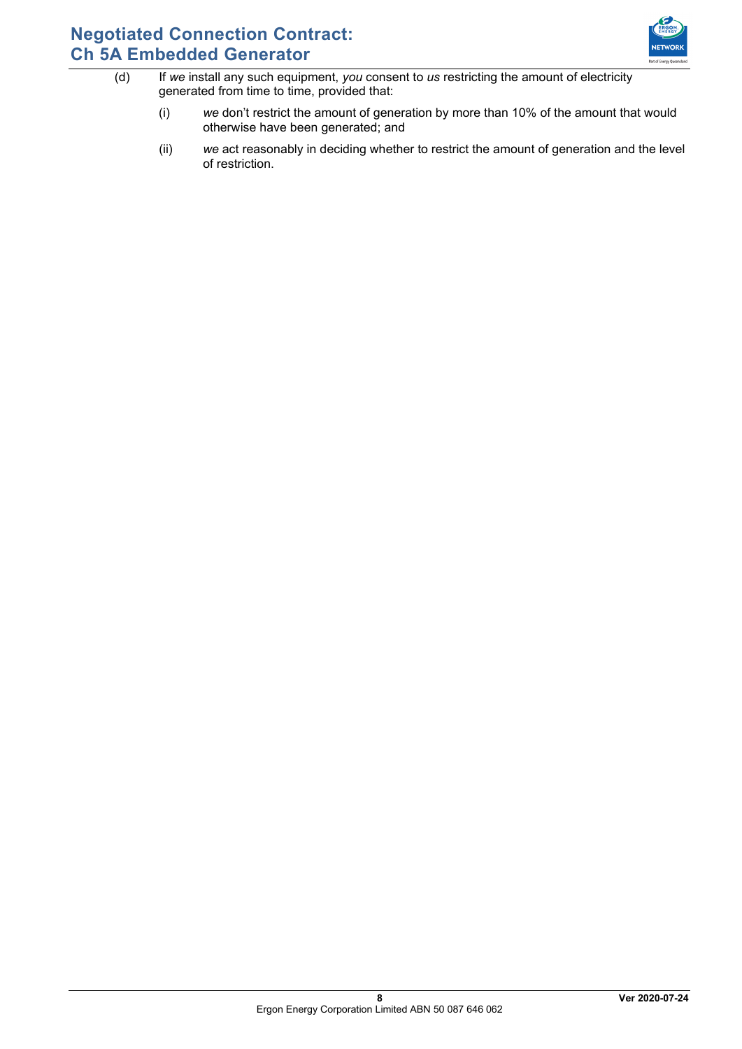(d) If *we* install any such equipment, *you* consent to *us* restricting the amount of electricity generated from time to time, provided that:

(i) *we* don't restrict the amount of generation by more than 10% of the amount that would otherwise have been generated; and

(ii) *we* act reasonably in deciding whether to restrict the amount of generation and the level of restriction.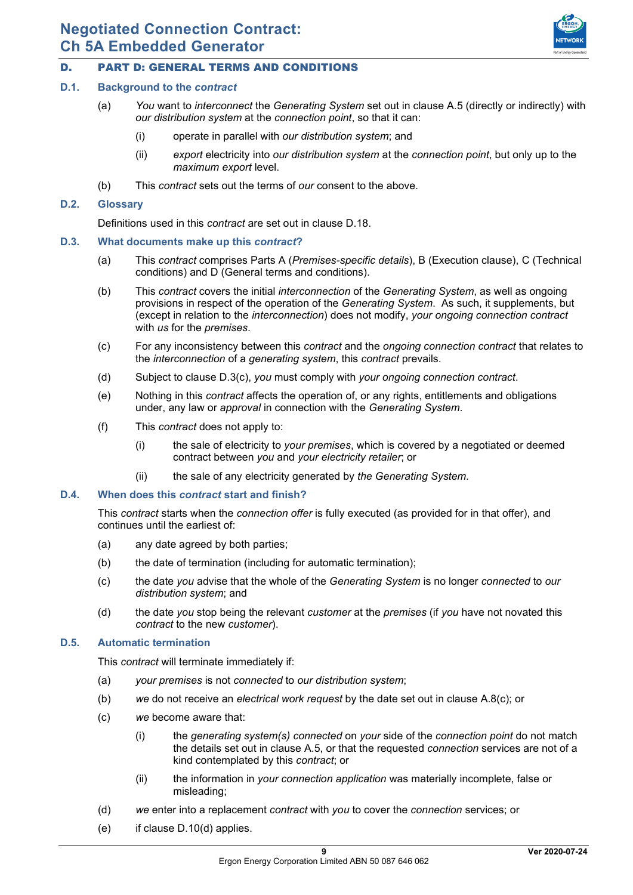## D. PART D: GENERAL TERMS AND CONDITIONS

### D.1. Background to the *contract*

(a) *You* want to *interconnect* the *Generating System* set out in clause A.5 (directly or indirectly) with *our distribution system* at the *connection point*, so that it can:

- (i) operate in parallel with *our distribution system*; and
- (ii) *export* electricity into *our distribution system* at the *connection point*, but only up to the *maximum export* level.

(b) This *contract* sets out the terms of *our* consent to the above.

### D.2. Glossary

Definitions used in this *contract* are set out in clause D.18.

### D.3. What documents make up this *contract*?

(a) This *contract* comprises Parts A (*Premises-specific details*), B (Execution clause), C (Technical conditions) and D (General terms and conditions).

(b) This *contract* covers the initial *interconnection* of the *Generating System*, as well as ongoing provisions in respect of the operation of the *Generating System*. As such, it supplements, but (except in relation to the *interconnection*) does not modify, *your ongoing connection contract* with *us* for the *premises*.

(c) For any inconsistency between this *contract* and the *ongoing connection contract* that relates to the *interconnection* of a *generating system*, this *contract* prevails.

(d) Subject to clause D.3(c), *you* must comply with *your ongoing connection contract*.

(e) Nothing in this *contract* affects the operation of, or any rights, entitlements and obligations under, any law or *approval* in connection with the *Generating System*.

(f) This *contract* does not apply to:

- (i) the sale of electricity to *your premises*, which is covered by a negotiated or deemed contract between *you* and *your electricity retailer*; or
- (ii) the sale of any electricity generated by *the Generating System*.

### D.4. When does this *contract* start and finish?

This *contract* starts when the *connection offer* is fully executed (as provided for in that offer), and continues until the earliest of:

(a) any date agreed by both parties;

(b) the date of termination (including for automatic termination);

(c) the date *you* advise that the whole of the *Generating System* is no longer *connected* to *our distribution system*; and

(d) the date *you* stop being the relevant *customer* at the *premises* (if *you* have not novated this *contract* to the new *customer*).

### D.5. Automatic termination

This *contract* will terminate immediately if:

(a) *your premises* is not *connected* to *our distribution system*;

(b) *we* do not receive an *electrical work request* by the date set out in clause A.8(c); or

(c) *we* become aware that:

- (i) the *generating system(s) connected* on *your* side of the *connection point* do not match the details set out in clause A.5, or that the requested *connection* services are not of a kind contemplated by this *contract*; or
- (ii) the information in *your connection application* was materially incomplete, false or misleading;

(d) *we* enter into a replacement *contract* with *you* to cover the *connection* services; or

(e) if clause D.10(d) applies.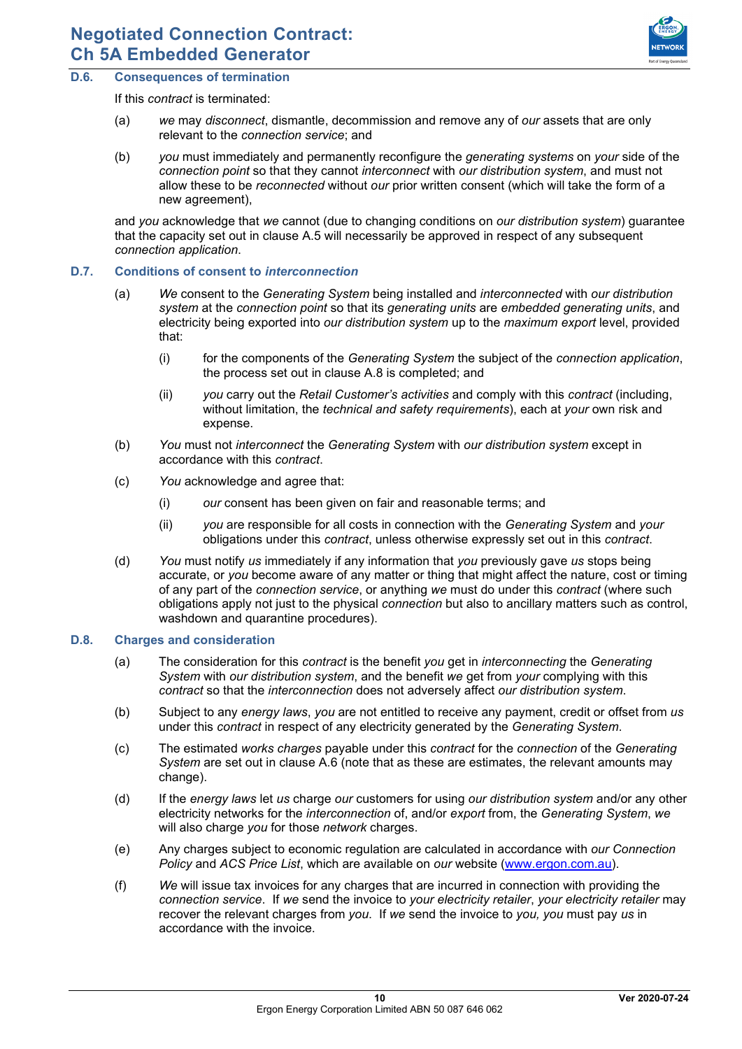### D.6. Consequences of termination

If this *contract* is terminated:

(a) *we* may *disconnect*, dismantle, decommission and remove any of *our* assets that are only relevant to the *connection service*; and

(b) *you* must immediately and permanently reconfigure the *generating systems* on *your* side of the *connection point* so that they cannot *interconnect* with *our distribution system*, and must not allow these to be *reconnected* without *our* prior written consent (which will take the form of a new agreement),

and *you* acknowledge that *we* cannot (due to changing conditions on *our distribution system*) guarantee that the capacity set out in clause A.5 will necessarily be approved in respect of any subsequent *connection application*.

### D.7. Conditions of consent to *interconnection*

(a) *We* consent to the *Generating System* being installed and *interconnected* with *our distribution system* at the *connection point* so that its *generating units* are *embedded generating units*, and electricity being exported into *our distribution system* up to the *maximum export* level, provided that:

   (i) for the components of the *Generating System* the subject of the *connection application*, the process set out in clause A.8 is completed; and

   (ii) *you* carry out the *Retail Customer's activities* and comply with this *contract* (including, without limitation, the *technical and safety requirements*), each at *your* own risk and expense.

(b) *You* must not *interconnect* the *Generating System* with *our distribution system* except in accordance with this *contract*.

(c) *You* acknowledge and agree that:

   (i) *our* consent has been given on fair and reasonable terms; and

   (ii) *you* are responsible for all costs in connection with the *Generating System* and *your* obligations under this *contract*, unless otherwise expressly set out in this *contract*.

(d) *You* must notify *us* immediately if any information that *you* previously gave *us* stops being accurate, or *you* become aware of any matter or thing that might affect the nature, cost or timing of any part of the *connection service*, or anything *we* must do under this *contract* (where such obligations apply not just to the physical *connection* but also to ancillary matters such as control, washdown and quarantine procedures).

### D.8. Charges and consideration

(a) The consideration for this *contract* is the benefit *you* get in *interconnecting* the *Generating System* with *our distribution system*, and the benefit *we* get from *your* complying with this *contract* so that the *interconnection* does not adversely affect *our distribution system*.

(b) Subject to any *energy laws*, *you* are not entitled to receive any payment, credit or offset from *us* under this *contract* in respect of any electricity generated by the *Generating System*.

(c) The estimated *works charges* payable under this *contract* for the *connection* of the *Generating System* are set out in clause A.6 (note that as these are estimates, the relevant amounts may change).

(d) If the *energy laws* let *us* charge *our* customers for using *our distribution system* and/or any other electricity networks for the *interconnection* of, and/or *export* from, the *Generating System*, *we* will also charge *you* for those *network* charges.

(e) Any charges subject to economic regulation are calculated in accordance with *our Connection Policy* and *ACS Price List*, which are available on *our* website (www.ergon.com.au).

(f) *We* will issue tax invoices for any charges that are incurred in connection with providing the *connection service*. If *we* send the invoice to *your electricity retailer*, *your electricity retailer* may recover the relevant charges from *you*. If *we* send the invoice to *you, you* must pay *us* in accordance with the invoice.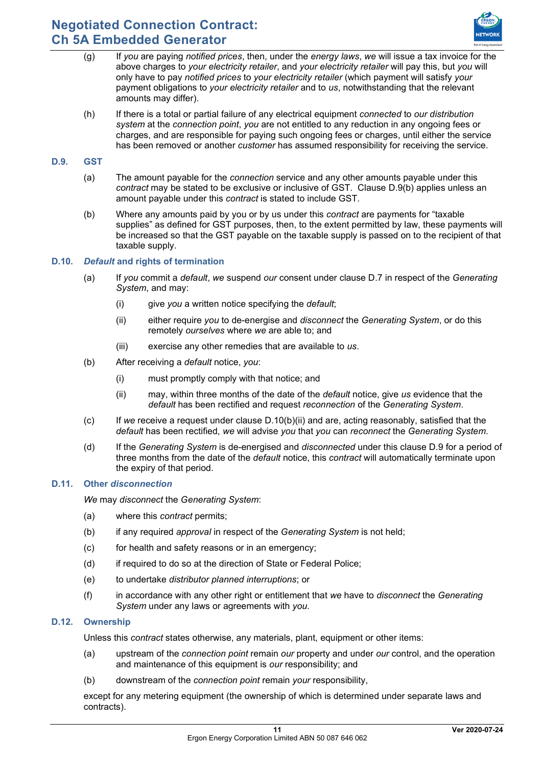(g) If *you* are paying *notified prices*, then, under the *energy laws*, *we* will issue a tax invoice for the above charges to *your electricity retailer*, and *your electricity retailer* will pay this, but *you* will only have to pay *notified prices* to *your electricity retailer* (which payment will satisfy *your* payment obligations to *your electricity retailer* and to *us*, notwithstanding that the relevant amounts may differ).

(h) If there is a total or partial failure of any electrical equipment *connected* to *our distribution system* at the *connection point*, *you* are not entitled to any reduction in any ongoing fees or charges, and are responsible for paying such ongoing fees or charges, until either the service has been removed or another *customer* has assumed responsibility for receiving the service.

### D.9. GST

(a) The amount payable for the *connection* service and any other amounts payable under this *contract* may be stated to be exclusive or inclusive of GST. Clause D.9(b) applies unless an amount payable under this *contract* is stated to include GST.

(b) Where any amounts paid by you or by us under this *contract* are payments for "taxable supplies" as defined for GST purposes, then, to the extent permitted by law, these payments will be increased so that the GST payable on the taxable supply is passed on to the recipient of that taxable supply.

### D.10. *Default* and rights of termination

(a) If *you* commit a *default*, *we* suspend *our* consent under clause D.7 in respect of the *Generating System*, and may:

  (i) give *you* a written notice specifying the *default*;

  (ii) either require *you* to de-energise and *disconnect* the *Generating System*, or do this remotely *ourselves* where *we* are able to; and

  (iii) exercise any other remedies that are available to *us*.

(b) After receiving a *default* notice, *you*:

  (i) must promptly comply with that notice; and

  (ii) may, within three months of the date of the *default* notice, give *us* evidence that the *default* has been rectified and request *reconnection* of the *Generating System*.

(c) If *we* receive a request under clause D.10(b)(ii) and are, acting reasonably, satisfied that the *default* has been rectified, *we* will advise *you* that *you* can *reconnect* the *Generating System*.

(d) If the *Generating System* is de-energised and *disconnected* under this clause D.9 for a period of three months from the date of the *default* notice, this *contract* will automatically terminate upon the expiry of that period.

### D.11. Other *disconnection*

*We* may *disconnect* the *Generating System*:

(a) where this *contract* permits;

(b) if any required *approval* in respect of the *Generating System* is not held;

(c) for health and safety reasons or in an emergency;

(d) if required to do so at the direction of State or Federal Police;

(e) to undertake *distributor planned interruptions*; or

(f) in accordance with any other right or entitlement that *we* have to *disconnect* the *Generating System* under any laws or agreements with *you*.

### D.12. Ownership

Unless this *contract* states otherwise, any materials, plant, equipment or other items:

(a) upstream of the *connection point* remain *our* property and under *our* control, and the operation and maintenance of this equipment is *our* responsibility; and

(b) downstream of the *connection point* remain *your* responsibility,

except for any metering equipment (the ownership of which is determined under separate laws and contracts).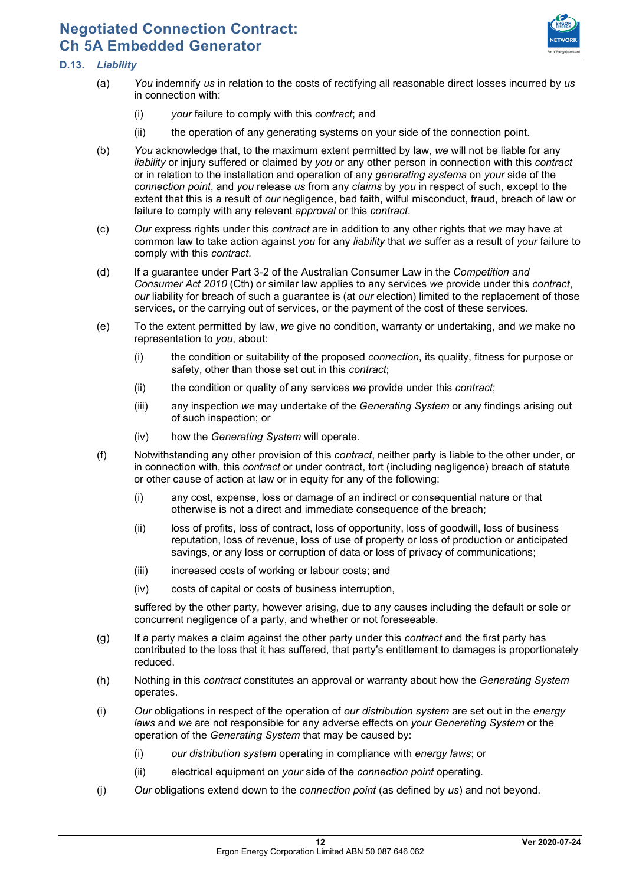### D.13. *Liability*

(a) *You* indemnify *us* in relation to the costs of rectifying all reasonable direct losses incurred by *us* in connection with:

(i) *your* failure to comply with this *contract*; and

(ii) the operation of any generating systems on your side of the connection point.

(b) *You* acknowledge that, to the maximum extent permitted by law, *we* will not be liable for any *liability* or injury suffered or claimed by *you* or any other person in connection with this *contract* or in relation to the installation and operation of any *generating systems* on *your* side of the *connection point*, and *you* release *us* from any *claims* by *you* in respect of such, except to the extent that this is a result of *our* negligence, bad faith, wilful misconduct, fraud, breach of law or failure to comply with any relevant *approval* or this *contract*.

(c) *Our* express rights under this *contract* are in addition to any other rights that *we* may have at common law to take action against *you* for any *liability* that *we* suffer as a result of *your* failure to comply with this *contract*.

(d) If a guarantee under Part 3-2 of the Australian Consumer Law in the *Competition and Consumer Act 2010* (Cth) or similar law applies to any services *we* provide under this *contract*, *our* liability for breach of such a guarantee is (at *our* election) limited to the replacement of those services, or the carrying out of services, or the payment of the cost of these services.

(e) To the extent permitted by law, *we* give no condition, warranty or undertaking, and *we* make no representation to *you*, about:

(i) the condition or suitability of the proposed *connection*, its quality, fitness for purpose or safety, other than those set out in this *contract*;

(ii) the condition or quality of any services *we* provide under this *contract*;

(iii) any inspection *we* may undertake of the *Generating System* or any findings arising out of such inspection; or

(iv) how the *Generating System* will operate.

(f) Notwithstanding any other provision of this *contract*, neither party is liable to the other under, or in connection with, this *contract* or under contract, tort (including negligence) breach of statute or other cause of action at law or in equity for any of the following:

(i) any cost, expense, loss or damage of an indirect or consequential nature or that otherwise is not a direct and immediate consequence of the breach;

(ii) loss of profits, loss of contract, loss of opportunity, loss of goodwill, loss of business reputation, loss of revenue, loss of use of property or loss of production or anticipated savings, or any loss or corruption of data or loss of privacy of communications;

(iii) increased costs of working or labour costs; and

(iv) costs of capital or costs of business interruption,

suffered by the other party, however arising, due to any causes including the default or sole or concurrent negligence of a party, and whether or not foreseeable.

(g) If a party makes a claim against the other party under this *contract* and the first party has contributed to the loss that it has suffered, that party's entitlement to damages is proportionately reduced.

(h) Nothing in this *contract* constitutes an approval or warranty about how the *Generating System* operates.

(i) *Our* obligations in respect of the operation of *our distribution system* are set out in the *energy laws* and *we* are not responsible for any adverse effects on *your Generating System* or the operation of the *Generating System* that may be caused by:

(i) *our distribution system* operating in compliance with *energy laws*; or

(ii) electrical equipment on *your* side of the *connection point* operating.

(j) *Our* obligations extend down to the *connection point* (as defined by *us*) and not beyond.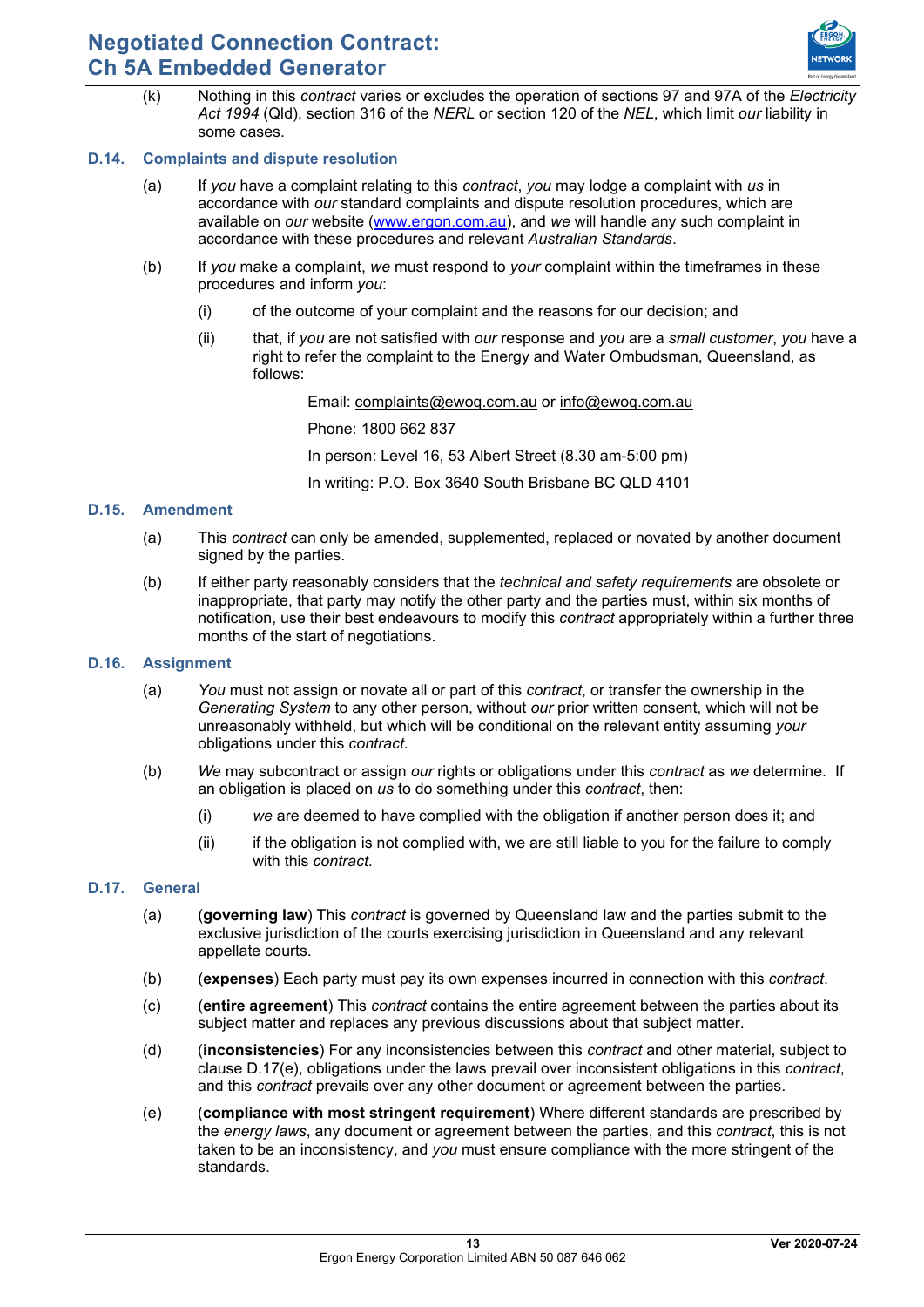(k) Nothing in this *contract* varies or excludes the operation of sections 97 and 97A of the *Electricity Act 1994* (Qld), section 316 of the *NERL* or section 120 of the *NEL*, which limit *our* liability in some cases.

### D.14. Complaints and dispute resolution

(a) If *you* have a complaint relating to this *contract*, *you* may lodge a complaint with *us* in accordance with *our* standard complaints and dispute resolution procedures, which are available on *our* website (www.ergon.com.au), and *we* will handle any such complaint in accordance with these procedures and relevant *Australian Standards*.

(b) If *you* make a complaint, *we* must respond to *your* complaint within the timeframes in these procedures and inform *you*:

(i) of the outcome of your complaint and the reasons for our decision; and

(ii) that, if *you* are not satisfied with *our* response and *you* are a *small customer*, *you* have a right to refer the complaint to the Energy and Water Ombudsman, Queensland, as follows:

Email: complaints@ewoq.com.au or info@ewoq.com.au

Phone: 1800 662 837

In person: Level 16, 53 Albert Street (8.30 am-5:00 pm)

In writing: P.O. Box 3640 South Brisbane BC QLD 4101

### D.15. Amendment

(a) This *contract* can only be amended, supplemented, replaced or novated by another document signed by the parties.

(b) If either party reasonably considers that the *technical and safety requirements* are obsolete or inappropriate, that party may notify the other party and the parties must, within six months of notification, use their best endeavours to modify this *contract* appropriately within a further three months of the start of negotiations.

### D.16. Assignment

(a) *You* must not assign or novate all or part of this *contract*, or transfer the ownership in the *Generating System* to any other person, without *our* prior written consent, which will not be unreasonably withheld, but which will be conditional on the relevant entity assuming *your* obligations under this *contract*.

(b) *We* may subcontract or assign *our* rights or obligations under this *contract* as *we* determine. If an obligation is placed on *us* to do something under this *contract*, then:

(i) *we* are deemed to have complied with the obligation if another person does it; and

(ii) if the obligation is not complied with, we are still liable to you for the failure to comply with this *contract*.

### D.17. General

(a) (**governing law**) This *contract* is governed by Queensland law and the parties submit to the exclusive jurisdiction of the courts exercising jurisdiction in Queensland and any relevant appellate courts.

(b) (**expenses**) Each party must pay its own expenses incurred in connection with this *contract*.

(c) (**entire agreement**) This *contract* contains the entire agreement between the parties about its subject matter and replaces any previous discussions about that subject matter.

(d) (**inconsistencies**) For any inconsistencies between this *contract* and other material, subject to clause D.17(e), obligations under the laws prevail over inconsistent obligations in this *contract*, and this *contract* prevails over any other document or agreement between the parties.

(e) (**compliance with most stringent requirement**) Where different standards are prescribed by the *energy laws*, any document or agreement between the parties, and this *contract*, this is not taken to be an inconsistency, and *you* must ensure compliance with the more stringent of the standards.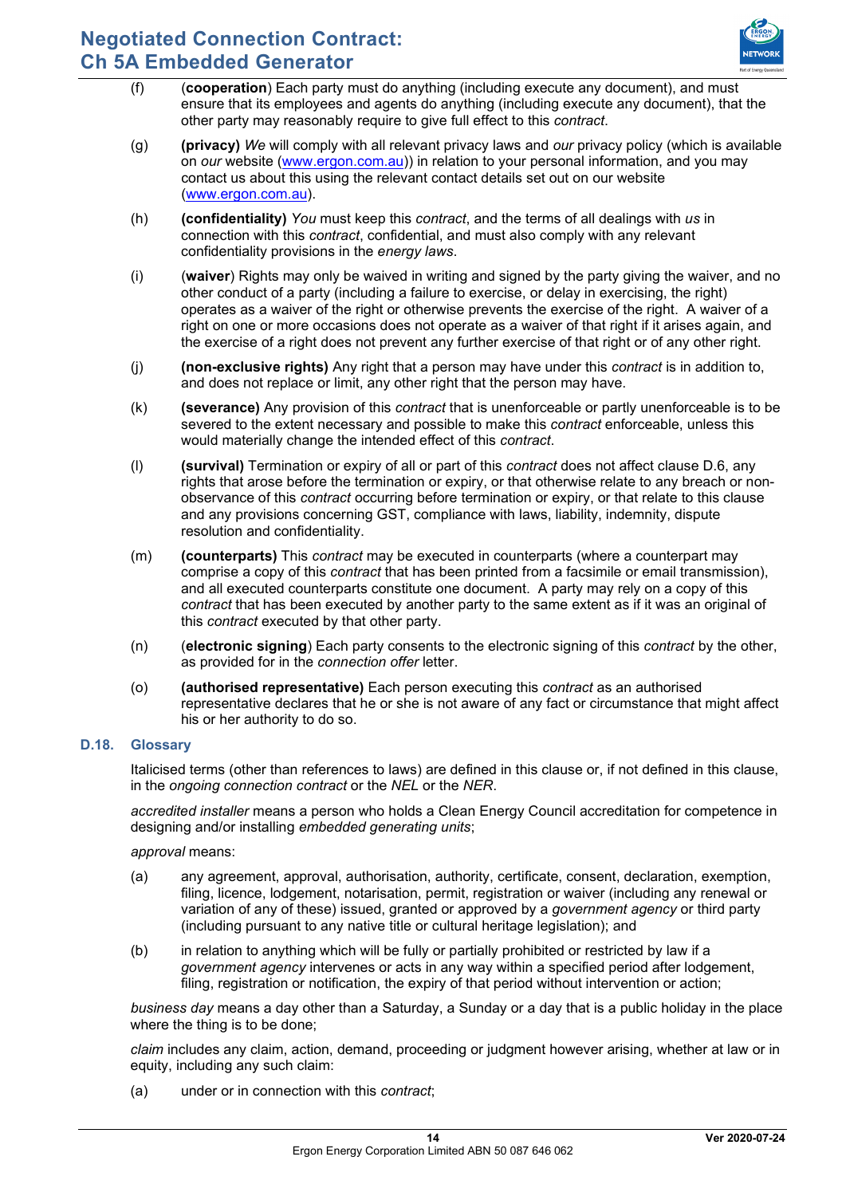(f) (**cooperation**) Each party must do anything (including execute any document), and must ensure that its employees and agents do anything (including execute any document), that the other party may reasonably require to give full effect to this *contract*.

(g) **(privacy)** *We* will comply with all relevant privacy laws and *our* privacy policy (which is available on *our* website (www.ergon.com.au)) in relation to your personal information, and you may contact us about this using the relevant contact details set out on our website (www.ergon.com.au).

(h) **(confidentiality)** *You* must keep this *contract*, and the terms of all dealings with *us* in connection with this *contract*, confidential, and must also comply with any relevant confidentiality provisions in the *energy laws*.

(i) (**waiver**) Rights may only be waived in writing and signed by the party giving the waiver, and no other conduct of a party (including a failure to exercise, or delay in exercising, the right) operates as a waiver of the right or otherwise prevents the exercise of the right. A waiver of a right on one or more occasions does not operate as a waiver of that right if it arises again, and the exercise of a right does not prevent any further exercise of that right or of any other right.

(j) **(non-exclusive rights)** Any right that a person may have under this *contract* is in addition to, and does not replace or limit, any other right that the person may have.

(k) **(severance)** Any provision of this *contract* that is unenforceable or partly unenforceable is to be severed to the extent necessary and possible to make this *contract* enforceable, unless this would materially change the intended effect of this *contract*.

(l) **(survival)** Termination or expiry of all or part of this *contract* does not affect clause D.6, any rights that arose before the termination or expiry, or that otherwise relate to any breach or non-observance of this *contract* occurring before termination or expiry, or that relate to this clause and any provisions concerning GST, compliance with laws, liability, indemnity, dispute resolution and confidentiality.

(m) **(counterparts)** This *contract* may be executed in counterparts (where a counterpart may comprise a copy of this *contract* that has been printed from a facsimile or email transmission), and all executed counterparts constitute one document. A party may rely on a copy of this *contract* that has been executed by another party to the same extent as if it was an original of this *contract* executed by that other party.

(n) (**electronic signing**) Each party consents to the electronic signing of this *contract* by the other, as provided for in the *connection offer* letter.

(o) **(authorised representative)** Each person executing this *contract* as an authorised representative declares that he or she is not aware of any fact or circumstance that might affect his or her authority to do so.

## D.18. Glossary

Italicised terms (other than references to laws) are defined in this clause or, if not defined in this clause, in the *ongoing connection contract* or the *NEL* or the *NER*.

*accredited installer* means a person who holds a Clean Energy Council accreditation for competence in designing and/or installing *embedded generating units*;

*approval* means:

(a) any agreement, approval, authorisation, authority, certificate, consent, declaration, exemption, filing, licence, lodgement, notarisation, permit, registration or waiver (including any renewal or variation of any of these) issued, granted or approved by a *government agency* or third party (including pursuant to any native title or cultural heritage legislation); and

(b) in relation to anything which will be fully or partially prohibited or restricted by law if a *government agency* intervenes or acts in any way within a specified period after lodgement, filing, registration or notification, the expiry of that period without intervention or action;

*business day* means a day other than a Saturday, a Sunday or a day that is a public holiday in the place where the thing is to be done;

*claim* includes any claim, action, demand, proceeding or judgment however arising, whether at law or in equity, including any such claim:

(a) under or in connection with this *contract*;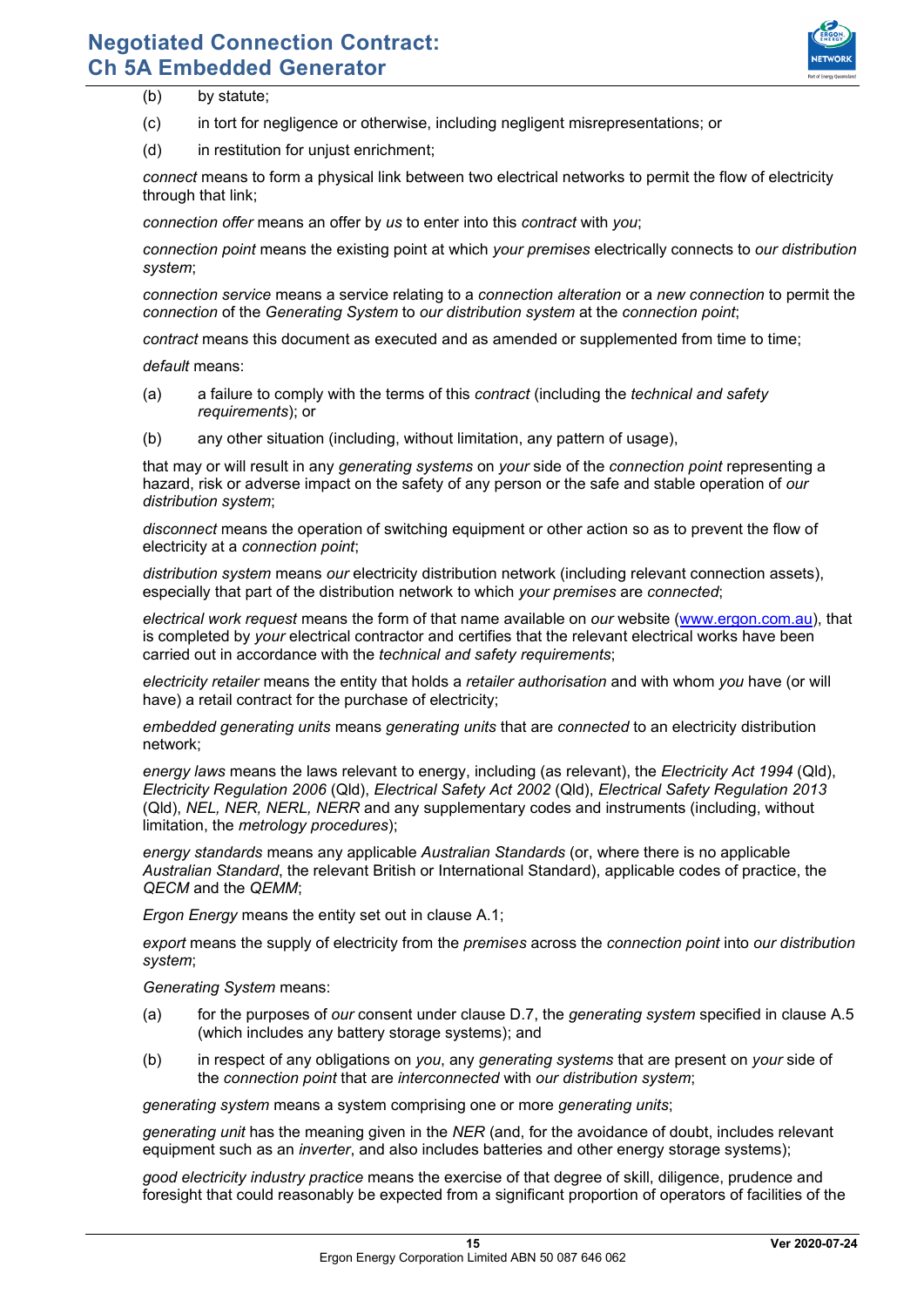(b) by statute;

(c) in tort for negligence or otherwise, including negligent misrepresentations; or

(d) in restitution for unjust enrichment;

*connect* means to form a physical link between two electrical networks to permit the flow of electricity through that link;

*connection offer* means an offer by *us* to enter into this *contract* with *you*;

*connection point* means the existing point at which *your premises* electrically connects to *our distribution system*;

*connection service* means a service relating to a *connection alteration* or a *new connection* to permit the *connection* of the *Generating System* to *our distribution system* at the *connection point*;

*contract* means this document as executed and as amended or supplemented from time to time;

*default* means:

(a) a failure to comply with the terms of this *contract* (including the *technical and safety requirements*); or

(b) any other situation (including, without limitation, any pattern of usage),

that may or will result in any *generating systems* on *your* side of the *connection point* representing a hazard, risk or adverse impact on the safety of any person or the safe and stable operation of *our distribution system*;

*disconnect* means the operation of switching equipment or other action so as to prevent the flow of electricity at a *connection point*;

*distribution system* means *our* electricity distribution network (including relevant connection assets), especially that part of the distribution network to which *your premises* are *connected*;

*electrical work request* means the form of that name available on *our* website (www.ergon.com.au), that is completed by *your* electrical contractor and certifies that the relevant electrical works have been carried out in accordance with the *technical and safety requirements*;

*electricity retailer* means the entity that holds a *retailer authorisation* and with whom *you* have (or will have) a retail contract for the purchase of electricity;

*embedded generating units* means *generating units* that are *connected* to an electricity distribution network;

*energy laws* means the laws relevant to energy, including (as relevant), the *Electricity Act 1994* (Qld), *Electricity Regulation 2006* (Qld), *Electrical Safety Act 2002* (Qld), *Electrical Safety Regulation 2013* (Qld), *NEL, NER, NERL, NERR* and any supplementary codes and instruments (including, without limitation, the *metrology procedures*);

*energy standards* means any applicable *Australian Standards* (or, where there is no applicable *Australian Standard*, the relevant British or International Standard), applicable codes of practice, the *QECM* and the *QEMM*;

*Ergon Energy* means the entity set out in clause A.1;

*export* means the supply of electricity from the *premises* across the *connection point* into *our distribution system*;

*Generating System* means:

(a) for the purposes of *our* consent under clause D.7, the *generating system* specified in clause A.5 (which includes any battery storage systems); and

(b) in respect of any obligations on *you*, any *generating systems* that are present on *your* side of the *connection point* that are *interconnected* with *our distribution system*;

*generating system* means a system comprising one or more *generating units*;

*generating unit* has the meaning given in the *NER* (and, for the avoidance of doubt, includes relevant equipment such as an *inverter*, and also includes batteries and other energy storage systems);

*good electricity industry practice* means the exercise of that degree of skill, diligence, prudence and foresight that could reasonably be expected from a significant proportion of operators of facilities of the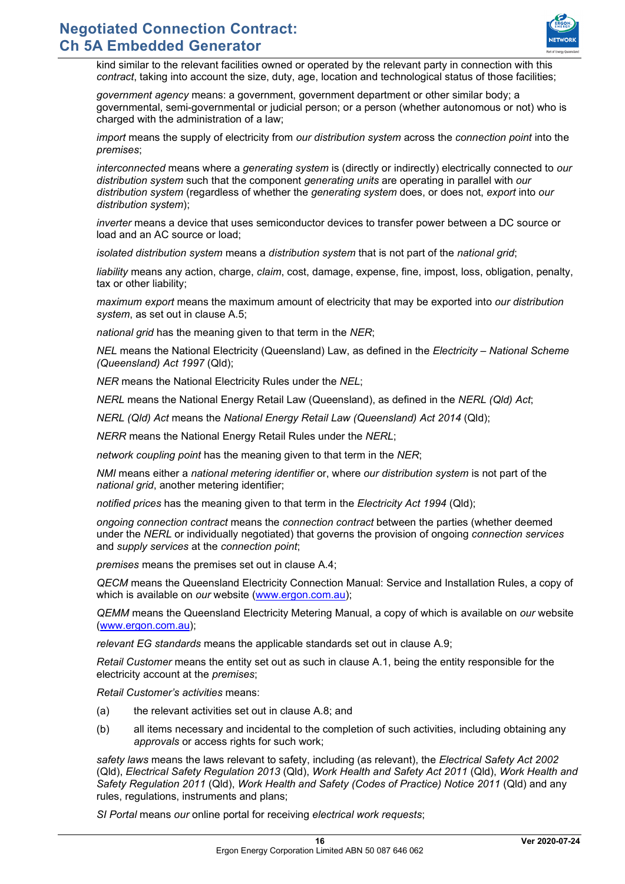kind similar to the relevant facilities owned or operated by the relevant party in connection with this *contract*, taking into account the size, duty, age, location and technological status of those facilities;

*government agency* means: a government, government department or other similar body; a governmental, semi-governmental or judicial person; or a person (whether autonomous or not) who is charged with the administration of a law;

*import* means the supply of electricity from *our distribution system* across the *connection point* into the *premises*;

*interconnected* means where a *generating system* is (directly or indirectly) electrically connected to *our distribution system* such that the component *generating units* are operating in parallel with *our distribution system* (regardless of whether the *generating system* does, or does not, *export* into *our distribution system*);

*inverter* means a device that uses semiconductor devices to transfer power between a DC source or load and an AC source or load;

*isolated distribution system* means a *distribution system* that is not part of the *national grid*;

*liability* means any action, charge, *claim*, cost, damage, expense, fine, impost, loss, obligation, penalty, tax or other liability;

*maximum export* means the maximum amount of electricity that may be exported into *our distribution system*, as set out in clause A.5;

*national grid* has the meaning given to that term in the *NER*;

*NEL* means the National Electricity (Queensland) Law, as defined in the *Electricity – National Scheme (Queensland) Act 1997* (Qld);

*NER* means the National Electricity Rules under the *NEL*;

*NERL* means the National Energy Retail Law (Queensland), as defined in the *NERL (Qld) Act*;

*NERL (Qld) Act* means the *National Energy Retail Law (Queensland) Act 2014* (Qld);

*NERR* means the National Energy Retail Rules under the *NERL*;

*network coupling point* has the meaning given to that term in the *NER*;

*NMI* means either a *national metering identifier* or, where *our distribution system* is not part of the *national grid*, another metering identifier;

*notified prices* has the meaning given to that term in the *Electricity Act 1994* (Qld);

*ongoing connection contract* means the *connection contract* between the parties (whether deemed under the *NERL* or individually negotiated) that governs the provision of ongoing *connection services* and *supply services* at the *connection point*;

*premises* means the premises set out in clause A.4;

*QECM* means the Queensland Electricity Connection Manual: Service and Installation Rules, a copy of which is available on *our* website (www.ergon.com.au);

*QEMM* means the Queensland Electricity Metering Manual, a copy of which is available on *our* website (www.ergon.com.au);

*relevant EG standards* means the applicable standards set out in clause A.9;

*Retail Customer* means the entity set out as such in clause A.1, being the entity responsible for the electricity account at the *premises*;

*Retail Customer's activities* means:

(a) the relevant activities set out in clause A.8; and

(b) all items necessary and incidental to the completion of such activities, including obtaining any *approvals* or access rights for such work;

*safety laws* means the laws relevant to safety, including (as relevant), the *Electrical Safety Act 2002* (Qld), *Electrical Safety Regulation 2013* (Qld), *Work Health and Safety Act 2011* (Qld), *Work Health and Safety Regulation 2011* (Qld), *Work Health and Safety (Codes of Practice) Notice 2011* (Qld) and any rules, regulations, instruments and plans;

*SI Portal* means *our* online portal for receiving *electrical work requests*;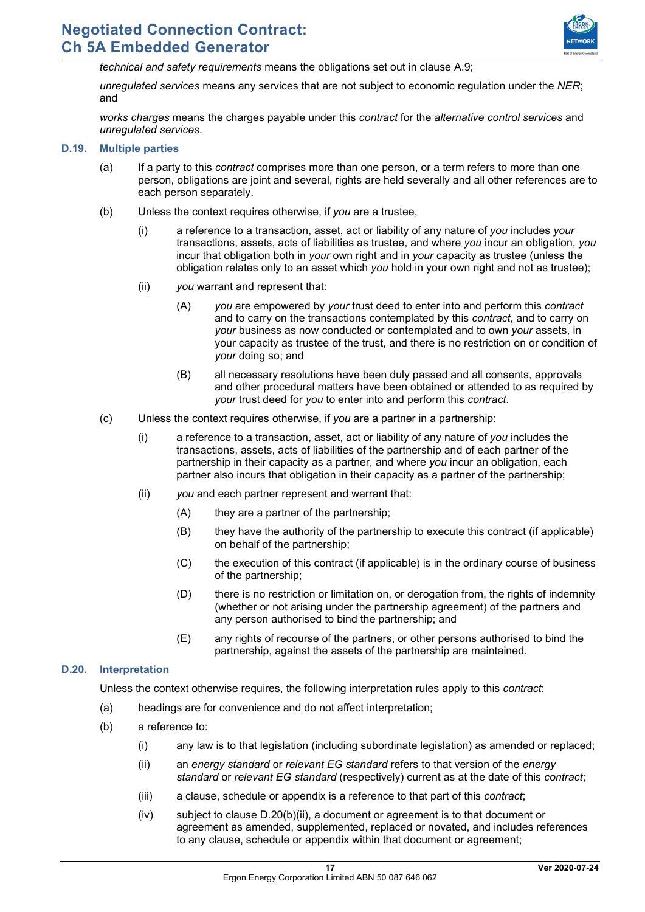*technical and safety requirements* means the obligations set out in clause A.9;

*unregulated services* means any services that are not subject to economic regulation under the *NER*; and

*works charges* means the charges payable under this *contract* for the *alternative control services* and *unregulated services*.

### D.19. Multiple parties

(a) If a party to this *contract* comprises more than one person, or a term refers to more than one person, obligations are joint and several, rights are held severally and all other references are to each person separately.

(b) Unless the context requires otherwise, if *you* are a trustee,

  (i) a reference to a transaction, asset, act or liability of any nature of *you* includes *your* transactions, assets, acts of liabilities as trustee, and where *you* incur an obligation, *you* incur that obligation both in *your* own right and in *your* capacity as trustee (unless the obligation relates only to an asset which *you* hold in your own right and not as trustee);

  (ii) *you* warrant and represent that:

    (A) *you* are empowered by *your* trust deed to enter into and perform this *contract* and to carry on the transactions contemplated by this *contract*, and to carry on *your* business as now conducted or contemplated and to own *your* assets, in your capacity as trustee of the trust, and there is no restriction on or condition of *your* doing so; and

    (B) all necessary resolutions have been duly passed and all consents, approvals and other procedural matters have been obtained or attended to as required by *your* trust deed for *you* to enter into and perform this *contract*.

(c) Unless the context requires otherwise, if *you* are a partner in a partnership:

  (i) a reference to a transaction, asset, act or liability of any nature of *you* includes the transactions, assets, acts of liabilities of the partnership and of each partner of the partnership in their capacity as a partner, and where *you* incur an obligation, each partner also incurs that obligation in their capacity as a partner of the partnership;

  (ii) *you* and each partner represent and warrant that:

    (A) they are a partner of the partnership;

    (B) they have the authority of the partnership to execute this contract (if applicable) on behalf of the partnership;

    (C) the execution of this contract (if applicable) is in the ordinary course of business of the partnership;

    (D) there is no restriction or limitation on, or derogation from, the rights of indemnity (whether or not arising under the partnership agreement) of the partners and any person authorised to bind the partnership; and

    (E) any rights of recourse of the partners, or other persons authorised to bind the partnership, against the assets of the partnership are maintained.

### D.20. Interpretation

Unless the context otherwise requires, the following interpretation rules apply to this *contract*:

(a) headings are for convenience and do not affect interpretation;

(b) a reference to:

  (i) any law is to that legislation (including subordinate legislation) as amended or replaced;

  (ii) an *energy standard* or *relevant EG standard* refers to that version of the *energy standard* or *relevant EG standard* (respectively) current as at the date of this *contract*;

  (iii) a clause, schedule or appendix is a reference to that part of this *contract*;

  (iv) subject to clause D.20(b)(ii), a document or agreement is to that document or agreement as amended, supplemented, replaced or novated, and includes references to any clause, schedule or appendix within that document or agreement;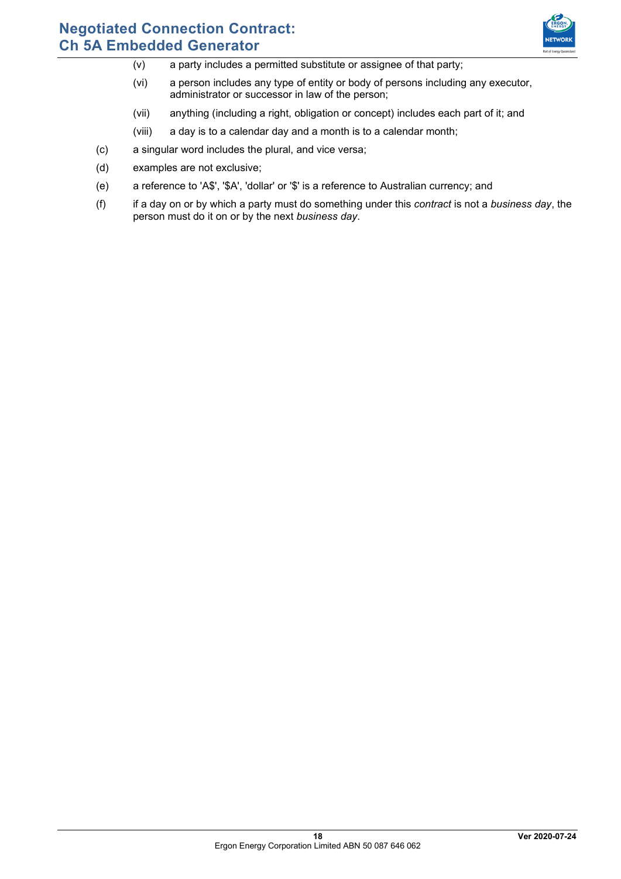(v) a party includes a permitted substitute or assignee of that party;

(vi) a person includes any type of entity or body of persons including any executor, administrator or successor in law of the person;

(vii) anything (including a right, obligation or concept) includes each part of it; and

(viii) a day is to a calendar day and a month is to a calendar month;

(c) a singular word includes the plural, and vice versa;

(d) examples are not exclusive;

(e) a reference to 'A$', '$A', 'dollar' or '$' is a reference to Australian currency; and

(f) if a day on or by which a party must do something under this *contract* is not a *business day*, the person must do it on or by the next *business day*.